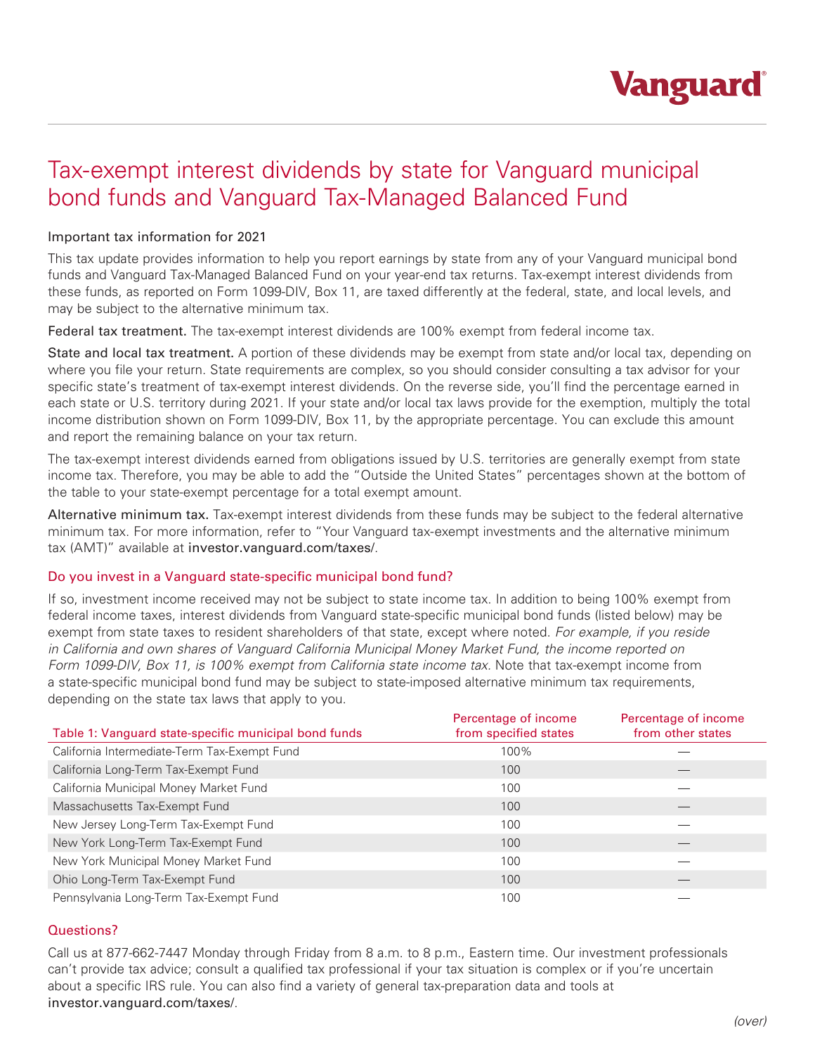# Tax-exempt interest dividends by state for Vanguard municipal bond funds and Vanguard Tax-Managed Balanced Fund

## Important tax information for 2021

This tax update provides information to help you report earnings by state from any of your Vanguard municipal bond funds and Vanguard Tax-Managed Balanced Fund on your year-end tax returns. Tax-exempt interest dividends from these funds, as reported on Form 1099-DIV, Box 11, are taxed differently at the federal, state, and local levels, and may be subject to the alternative minimum tax.

**Federal tax treatment.** The tax-exempt interest dividends are 100% exempt from federal income tax.

**State and local tax treatment.** A portion of these dividends may be exempt from state and/or local tax, depending on where you file your return. State requirements are complex, so you should consider consulting a tax advisor for your specific state's treatment of tax-exempt interest dividends. On the reverse side, you'll find the percentage earned in each state or U.S. territory during 2021. If your state and/or local tax laws provide for the exemption, multiply the total income distribution shown on Form 1099-DIV, Box 11, by the appropriate percentage. You can exclude this amount and report the remaining balance on your tax return.

The tax-exempt interest dividends earned from obligations issued by U.S. territories are generally exempt from state income tax. Therefore, you may be able to add the "Outside the United States" percentages shown at the bottom of the table to your state-exempt percentage for a total exempt amount.

**Alternative minimum tax.** Tax-exempt interest dividends from these funds may be subject to the federal alternative minimum tax. For more information, refer to "Your Vanguard tax-exempt investments and the alternative minimum tax (AMT)" available at investor.vanguard.com/taxes/.

## Do you invest in a Vanguard state-specific municipal bond fund?

If so, investment income received may not be subject to state income tax. In addition to being 100% exempt from federal income taxes, interest dividends from Vanguard state-specific municipal bond funds (listed below) may be exempt from state taxes to resident shareholders of that state, except where noted. *For example, if you reside in California and own shares of Vanguard California Municipal Money Market Fund, the income reported on Form 1099-DIV, Box 11, is 100% exempt from California state income tax.* Note that tax-exempt income from a state-specific municipal bond fund may be subject to state-imposed alternative minimum tax requirements, depending on the state tax laws that apply to you.

| Table 1: Vanguard state-specific municipal bond funds | Percentage of income from specified states | Percentage of income from other states |
|---|---|---|
| California Intermediate-Term Tax-Exempt Fund | 100% | — |
| California Long-Term Tax-Exempt Fund | 100 | — |
| California Municipal Money Market Fund | 100 | — |
| Massachusetts Tax-Exempt Fund | 100 | — |
| New Jersey Long-Term Tax-Exempt Fund | 100 | — |
| New York Long-Term Tax-Exempt Fund | 100 | — |
| New York Municipal Money Market Fund | 100 | — |
| Ohio Long-Term Tax-Exempt Fund | 100 | — |
| Pennsylvania Long-Term Tax-Exempt Fund | 100 | — |

## Questions?

Call us at 877-662-7447 Monday through Friday from 8 a.m. to 8 p.m., Eastern time. Our investment professionals can't provide tax advice; consult a qualified tax professional if your tax situation is complex or if you're uncertain about a specific IRS rule. You can also find a variety of general tax-preparation data and tools at investor.vanguard.com/taxes/.

*(over)*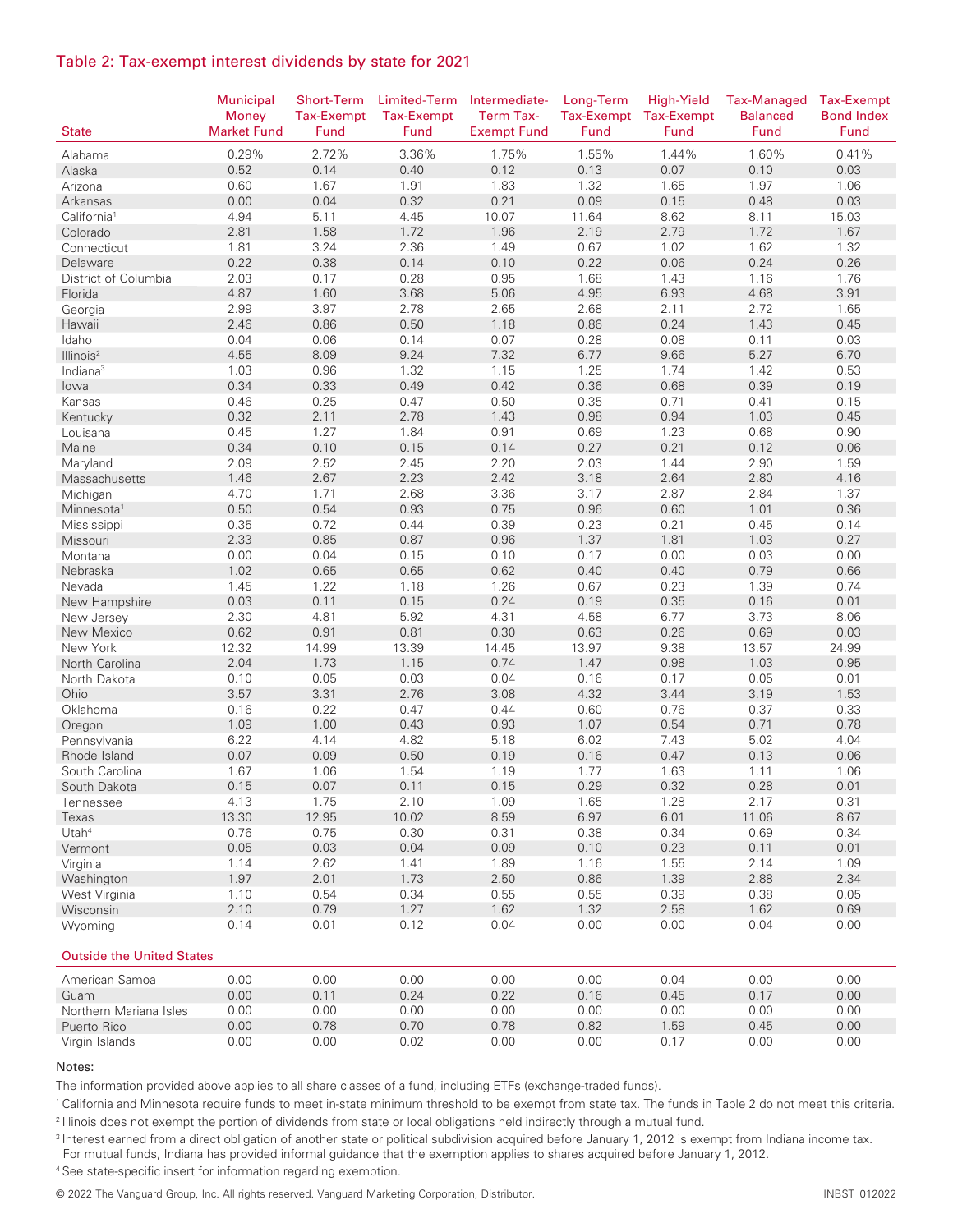## Table 2: Tax-exempt interest dividends by state for 2021

| State | Municipal Money Market Fund | Short-Term Tax-Exempt Fund | Limited-Term Tax-Exempt Fund | Intermediate-Term Tax-Exempt Fund | Long-Term Tax-Exempt Fund | High-Yield Tax-Exempt Fund | Tax-Managed Balanced Fund | Tax-Exempt Bond Index Fund |
|---|---|---|---|---|---|---|---|---|
| Alabama | 0.29% | 2.72% | 3.36% | 1.75% | 1.55% | 1.44% | 1.60% | 0.41% |
| Alaska | 0.52 | 0.14 | 0.40 | 0.12 | 0.13 | 0.07 | 0.10 | 0.03 |
| Arizona | 0.60 | 1.67 | 1.91 | 1.83 | 1.32 | 1.65 | 1.97 | 1.06 |
| Arkansas | 0.00 | 0.04 | 0.32 | 0.21 | 0.09 | 0.15 | 0.48 | 0.03 |
| California[1] | 4.94 | 5.11 | 4.45 | 10.07 | 11.64 | 8.62 | 8.11 | 15.03 |
| Colorado | 2.81 | 1.58 | 1.72 | 1.96 | 2.19 | 2.79 | 1.72 | 1.67 |
| Connecticut | 1.81 | 3.24 | 2.36 | 1.49 | 0.67 | 1.02 | 1.62 | 1.32 |
| Delaware | 0.22 | 0.38 | 0.14 | 0.10 | 0.22 | 0.06 | 0.24 | 0.26 |
| District of Columbia | 2.03 | 0.17 | 0.28 | 0.95 | 1.68 | 1.43 | 1.16 | 1.76 |
| Florida | 4.87 | 1.60 | 3.68 | 5.06 | 4.95 | 6.93 | 4.68 | 3.91 |
| Georgia | 2.99 | 3.97 | 2.78 | 2.65 | 2.68 | 2.11 | 2.72 | 1.65 |
| Hawaii | 2.46 | 0.86 | 0.50 | 1.18 | 0.86 | 0.24 | 1.43 | 0.45 |
| Idaho | 0.04 | 0.06 | 0.14 | 0.07 | 0.28 | 0.08 | 0.11 | 0.03 |
| Illinois[2] | 4.55 | 8.09 | 9.24 | 7.32 | 6.77 | 9.66 | 5.27 | 6.70 |
| Indiana[3] | 1.03 | 0.96 | 1.32 | 1.15 | 1.25 | 1.74 | 1.42 | 0.53 |
| Iowa | 0.34 | 0.33 | 0.49 | 0.42 | 0.36 | 0.68 | 0.39 | 0.19 |
| Kansas | 0.46 | 0.25 | 0.47 | 0.50 | 0.35 | 0.71 | 0.41 | 0.15 |
| Kentucky | 0.32 | 2.11 | 2.78 | 1.43 | 0.98 | 0.94 | 1.03 | 0.45 |
| Louisana | 0.45 | 1.27 | 1.84 | 0.91 | 0.69 | 1.23 | 0.68 | 0.90 |
| Maine | 0.34 | 0.10 | 0.15 | 0.14 | 0.27 | 0.21 | 0.12 | 0.06 |
| Maryland | 2.09 | 2.52 | 2.45 | 2.20 | 2.03 | 1.44 | 2.90 | 1.59 |
| Massachusetts | 1.46 | 2.67 | 2.23 | 2.42 | 3.18 | 2.64 | 2.80 | 4.16 |
| Michigan | 4.70 | 1.71 | 2.68 | 3.36 | 3.17 | 2.87 | 2.84 | 1.37 |
| Minnesota[1] | 0.50 | 0.54 | 0.93 | 0.75 | 0.96 | 0.60 | 1.01 | 0.36 |
| Mississippi | 0.35 | 0.72 | 0.44 | 0.39 | 0.23 | 0.21 | 0.45 | 0.14 |
| Missouri | 2.33 | 0.85 | 0.87 | 0.96 | 1.37 | 1.81 | 1.03 | 0.27 |
| Montana | 0.00 | 0.04 | 0.15 | 0.10 | 0.17 | 0.00 | 0.03 | 0.00 |
| Nebraska | 1.02 | 0.65 | 0.65 | 0.62 | 0.40 | 0.40 | 0.79 | 0.66 |
| Nevada | 1.45 | 1.22 | 1.18 | 1.26 | 0.67 | 0.23 | 1.39 | 0.74 |
| New Hampshire | 0.03 | 0.11 | 0.15 | 0.24 | 0.19 | 0.35 | 0.16 | 0.01 |
| New Jersey | 2.30 | 4.81 | 5.92 | 4.31 | 4.58 | 6.77 | 3.73 | 8.06 |
| New Mexico | 0.62 | 0.91 | 0.81 | 0.30 | 0.63 | 0.26 | 0.69 | 0.03 |
| New York | 12.32 | 14.99 | 13.39 | 14.45 | 13.97 | 9.38 | 13.57 | 24.99 |
| North Carolina | 2.04 | 1.73 | 1.15 | 0.74 | 1.47 | 0.98 | 1.03 | 0.95 |
| North Dakota | 0.10 | 0.05 | 0.03 | 0.04 | 0.16 | 0.17 | 0.05 | 0.01 |
| Ohio | 3.57 | 3.31 | 2.76 | 3.08 | 4.32 | 3.44 | 3.19 | 1.53 |
| Oklahoma | 0.16 | 0.22 | 0.47 | 0.44 | 0.60 | 0.76 | 0.37 | 0.33 |
| Oregon | 1.09 | 1.00 | 0.43 | 0.93 | 1.07 | 0.54 | 0.71 | 0.78 |
| Pennsylvania | 6.22 | 4.14 | 4.82 | 5.18 | 6.02 | 7.43 | 5.02 | 4.04 |
| Rhode Island | 0.07 | 0.09 | 0.50 | 0.19 | 0.16 | 0.47 | 0.13 | 0.06 |
| South Carolina | 1.67 | 1.06 | 1.54 | 1.19 | 1.77 | 1.63 | 1.11 | 1.06 |
| South Dakota | 0.15 | 0.07 | 0.11 | 0.15 | 0.29 | 0.32 | 0.28 | 0.01 |
| Tennessee | 4.13 | 1.75 | 2.10 | 1.09 | 1.65 | 1.28 | 2.17 | 0.31 |
| Texas | 13.30 | 12.95 | 10.02 | 8.59 | 6.97 | 6.01 | 11.06 | 8.67 |
| Utah[4] | 0.76 | 0.75 | 0.30 | 0.31 | 0.38 | 0.34 | 0.69 | 0.34 |
| Vermont | 0.05 | 0.03 | 0.04 | 0.09 | 0.10 | 0.23 | 0.11 | 0.01 |
| Virginia | 1.14 | 2.62 | 1.41 | 1.89 | 1.16 | 1.55 | 2.14 | 1.09 |
| Washington | 1.97 | 2.01 | 1.73 | 2.50 | 0.86 | 1.39 | 2.88 | 2.34 |
| West Virginia | 1.10 | 0.54 | 0.34 | 0.55 | 0.55 | 0.39 | 0.38 | 0.05 |
| Wisconsin | 2.10 | 0.79 | 1.27 | 1.62 | 1.32 | 2.58 | 1.62 | 0.69 |
| Wyoming | 0.14 | 0.01 | 0.12 | 0.04 | 0.00 | 0.00 | 0.04 | 0.00 |
| **Outside the United States** | | | | | | | | |
| American Samoa | 0.00 | 0.00 | 0.00 | 0.00 | 0.00 | 0.04 | 0.00 | 0.00 |
| Guam | 0.00 | 0.11 | 0.24 | 0.22 | 0.16 | 0.45 | 0.17 | 0.00 |
| Northern Mariana Isles | 0.00 | 0.00 | 0.00 | 0.00 | 0.00 | 0.00 | 0.00 | 0.00 |
| Puerto Rico | 0.00 | 0.78 | 0.70 | 0.78 | 0.82 | 1.59 | 0.45 | 0.00 |
| Virgin Islands | 0.00 | 0.00 | 0.02 | 0.00 | 0.00 | 0.17 | 0.00 | 0.00 |

**Notes:**

The information provided above applies to all share classes of a fund, including ETFs (exchange-traded funds).

[1] California and Minnesota require funds to meet in-state minimum threshold to be exempt from state tax. The funds in Table 2 do not meet this criteria.

[2] Illinois does not exempt the portion of dividends from state or local obligations held indirectly through a mutual fund.

[3] Interest earned from a direct obligation of another state or political subdivision acquired before January 1, 2012 is exempt from Indiana income tax. For mutual funds, Indiana has provided informal guidance that the exemption applies to shares acquired before January 1, 2012.

[4] See state-specific insert for information regarding exemption.

© 2022 The Vanguard Group, Inc. All rights reserved. Vanguard Marketing Corporation, Distributor.

INBST 012022